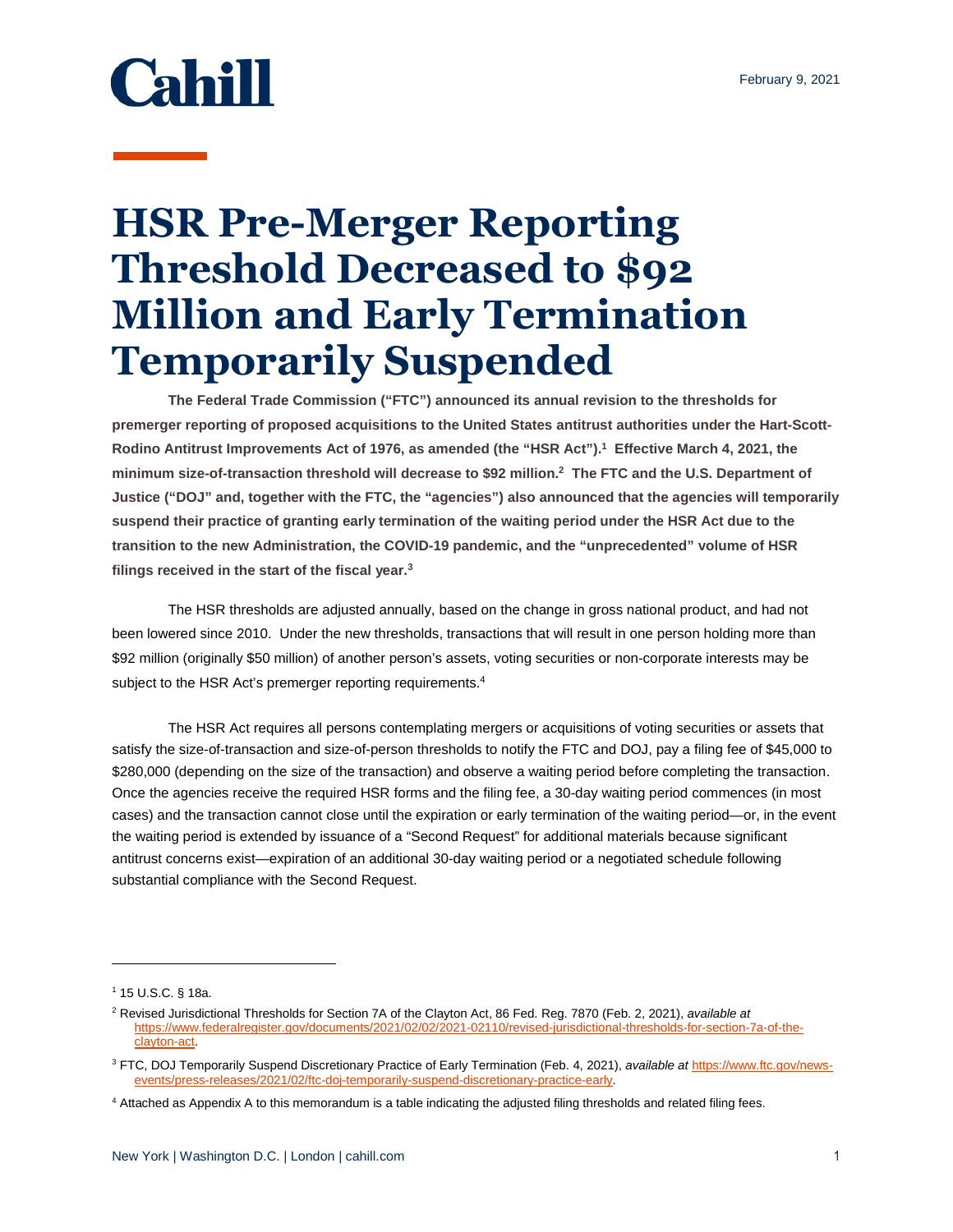Cahill

February 9, 2021

# HSR Pre-Merger Reporting Threshold Decreased to $92 Million and Early Termination Temporarily Suspended

**The Federal Trade Commission ("FTC") announced its annual revision to the thresholds for premerger reporting of proposed acquisitions to the United States antitrust authorities under the Hart-Scott-Rodino Antitrust Improvements Act of 1976, as amended (the "HSR Act").[1] Effective March 4, 2021, the minimum size-of-transaction threshold will decrease to $92 million.[2] The FTC and the U.S. Department of Justice ("DOJ" and, together with the FTC, the "agencies") also announced that the agencies will temporarily suspend their practice of granting early termination of the waiting period under the HSR Act due to the transition to the new Administration, the COVID-19 pandemic, and the "unprecedented" volume of HSR filings received in the start of the fiscal year.[3]**

The HSR thresholds are adjusted annually, based on the change in gross national product, and had not been lowered since 2010. Under the new thresholds, transactions that will result in one person holding more than $92 million (originally $50 million) of another person's assets, voting securities or non-corporate interests may be subject to the HSR Act's premerger reporting requirements.[4]

The HSR Act requires all persons contemplating mergers or acquisitions of voting securities or assets that satisfy the size-of-transaction and size-of-person thresholds to notify the FTC and DOJ, pay a filing fee of $45,000 to $280,000 (depending on the size of the transaction) and observe a waiting period before completing the transaction. Once the agencies receive the required HSR forms and the filing fee, a 30-day waiting period commences (in most cases) and the transaction cannot close until the expiration or early termination of the waiting period—or, in the event the waiting period is extended by issuance of a "Second Request" for additional materials because significant antitrust concerns exist—expiration of an additional 30-day waiting period or a negotiated schedule following substantial compliance with the Second Request.

---

[1] 15 U.S.C. § 18a.

[2] Revised Jurisdictional Thresholds for Section 7A of the Clayton Act, 86 Fed. Reg. 7870 (Feb. 2, 2021), *available at* https://www.federalregister.gov/documents/2021/02/02/2021-02110/revised-jurisdictional-thresholds-for-section-7a-of-the-clayton-act.

[3] FTC, DOJ Temporarily Suspend Discretionary Practice of Early Termination (Feb. 4, 2021), *available at* https://www.ftc.gov/news-events/press-releases/2021/02/ftc-doj-temporarily-suspend-discretionary-practice-early.

[4] Attached as Appendix A to this memorandum is a table indicating the adjusted filing thresholds and related filing fees.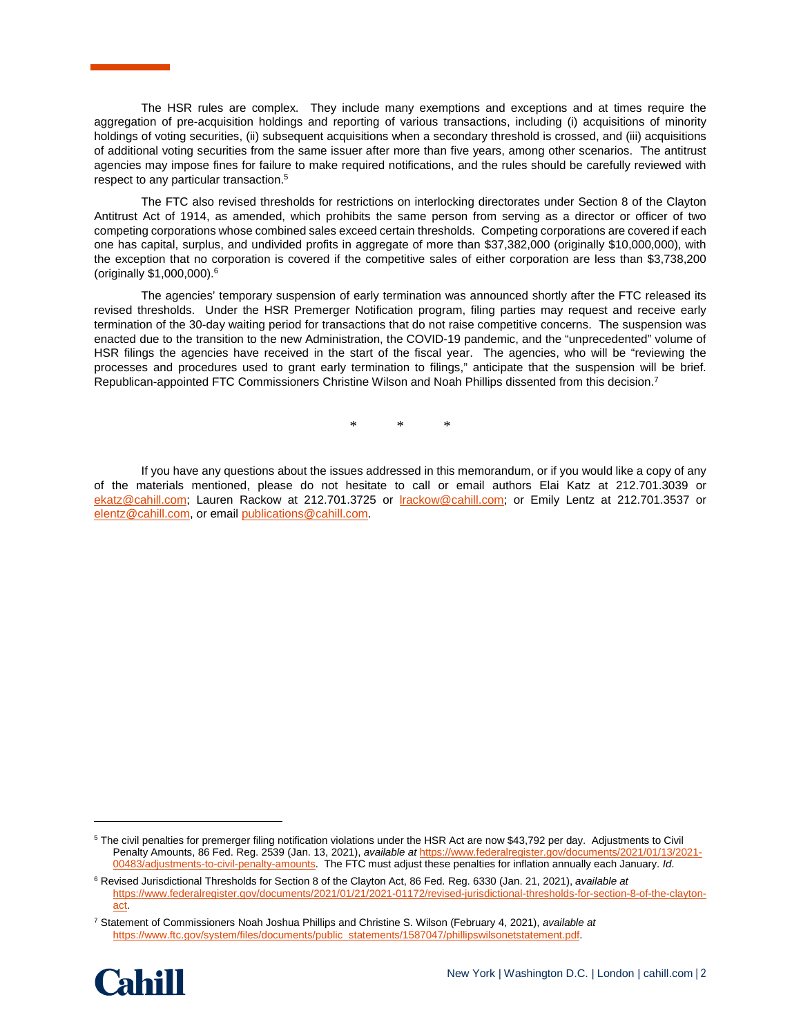The HSR rules are complex. They include many exemptions and exceptions and at times require the aggregation of pre-acquisition holdings and reporting of various transactions, including (i) acquisitions of minority holdings of voting securities, (ii) subsequent acquisitions when a secondary threshold is crossed, and (iii) acquisitions of additional voting securities from the same issuer after more than five years, among other scenarios. The antitrust agencies may impose fines for failure to make required notifications, and the rules should be carefully reviewed with respect to any particular transaction.[5]

The FTC also revised thresholds for restrictions on interlocking directorates under Section 8 of the Clayton Antitrust Act of 1914, as amended, which prohibits the same person from serving as a director or officer of two competing corporations whose combined sales exceed certain thresholds. Competing corporations are covered if each one has capital, surplus, and undivided profits in aggregate of more than $37,382,000 (originally $10,000,000), with the exception that no corporation is covered if the competitive sales of either corporation are less than $3,738,200 (originally $1,000,000).[6]

The agencies' temporary suspension of early termination was announced shortly after the FTC released its revised thresholds. Under the HSR Premerger Notification program, filing parties may request and receive early termination of the 30-day waiting period for transactions that do not raise competitive concerns. The suspension was enacted due to the transition to the new Administration, the COVID-19 pandemic, and the "unprecedented" volume of HSR filings the agencies have received in the start of the fiscal year. The agencies, who will be "reviewing the processes and procedures used to grant early termination to filings," anticipate that the suspension will be brief. Republican-appointed FTC Commissioners Christine Wilson and Noah Phillips dissented from this decision.[7]

\* \* \*

If you have any questions about the issues addressed in this memorandum, or if you would like a copy of any of the materials mentioned, please do not hesitate to call or email authors Elai Katz at 212.701.3039 or ekatz@cahill.com; Lauren Rackow at 212.701.3725 or lrackow@cahill.com; or Emily Lentz at 212.701.3537 or elentz@cahill.com, or email publications@cahill.com.

---

[5] The civil penalties for premerger filing notification violations under the HSR Act are now $43,792 per day. Adjustments to Civil Penalty Amounts, 86 Fed. Reg. 2539 (Jan. 13, 2021), *available at* https://www.federalregister.gov/documents/2021/01/13/2021-00483/adjustments-to-civil-penalty-amounts. The FTC must adjust these penalties for inflation annually each January. *Id*.

[6] Revised Jurisdictional Thresholds for Section 8 of the Clayton Act, 86 Fed. Reg. 6330 (Jan. 21, 2021), *available at* https://www.federalregister.gov/documents/2021/01/21/2021-01172/revised-jurisdictional-thresholds-for-section-8-of-the-clayton-act.

[7] Statement of Commissioners Noah Joshua Phillips and Christine S. Wilson (February 4, 2021), *available at* https://www.ftc.gov/system/files/documents/public_statements/1587047/phillipswilsonetstatement.pdf.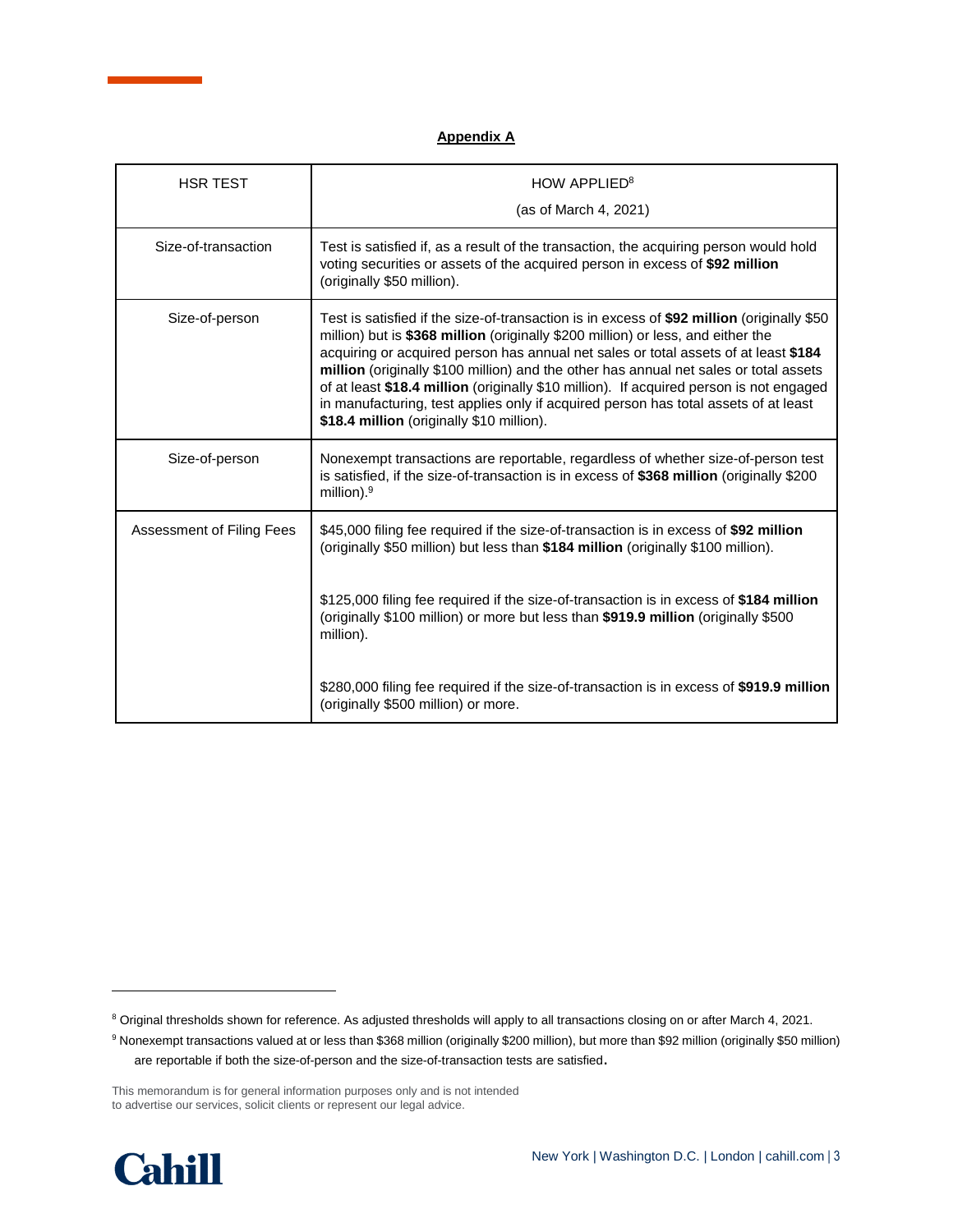## Appendix A

| HSR TEST | HOW APPLIED[8] (as of March 4, 2021) |
|---|---|
| Size-of-transaction | Test is satisfied if, as a result of the transaction, the acquiring person would hold voting securities or assets of the acquired person in excess of **$92 million** (originally $50 million). |
| Size-of-person | Test is satisfied if the size-of-transaction is in excess of **$92 million** (originally $50 million) but is **$368 million** (originally $200 million) or less, and either the acquiring or acquired person has annual net sales or total assets of at least **$184 million** (originally $100 million) and the other has annual net sales or total assets of at least **$18.4 million** (originally $10 million). If acquired person is not engaged in manufacturing, test applies only if acquired person has total assets of at least **$18.4 million** (originally $10 million). |
| Size-of-person | Nonexempt transactions are reportable, regardless of whether size-of-person test is satisfied, if the size-of-transaction is in excess of **$368 million** (originally $200 million).[9] |
| Assessment of Filing Fees | $45,000 filing fee required if the size-of-transaction is in excess of **$92 million** (originally $50 million) but less than **$184 million** (originally $100 million).<br><br>$125,000 filing fee required if the size-of-transaction is in excess of **$184 million** (originally $100 million) or more but less than **$919.9 million** (originally $500 million).<br><br>$280,000 filing fee required if the size-of-transaction is in excess of **$919.9 million** (originally $500 million) or more. |

[8] Original thresholds shown for reference. As adjusted thresholds will apply to all transactions closing on or after March 4, 2021.

[9] Nonexempt transactions valued at or less than $368 million (originally $200 million), but more than $92 million (originally $50 million) are reportable if both the size-of-person and the size-of-transaction tests are satisfied.

This memorandum is for general information purposes only and is not intended to advertise our services, solicit clients or represent our legal advice.